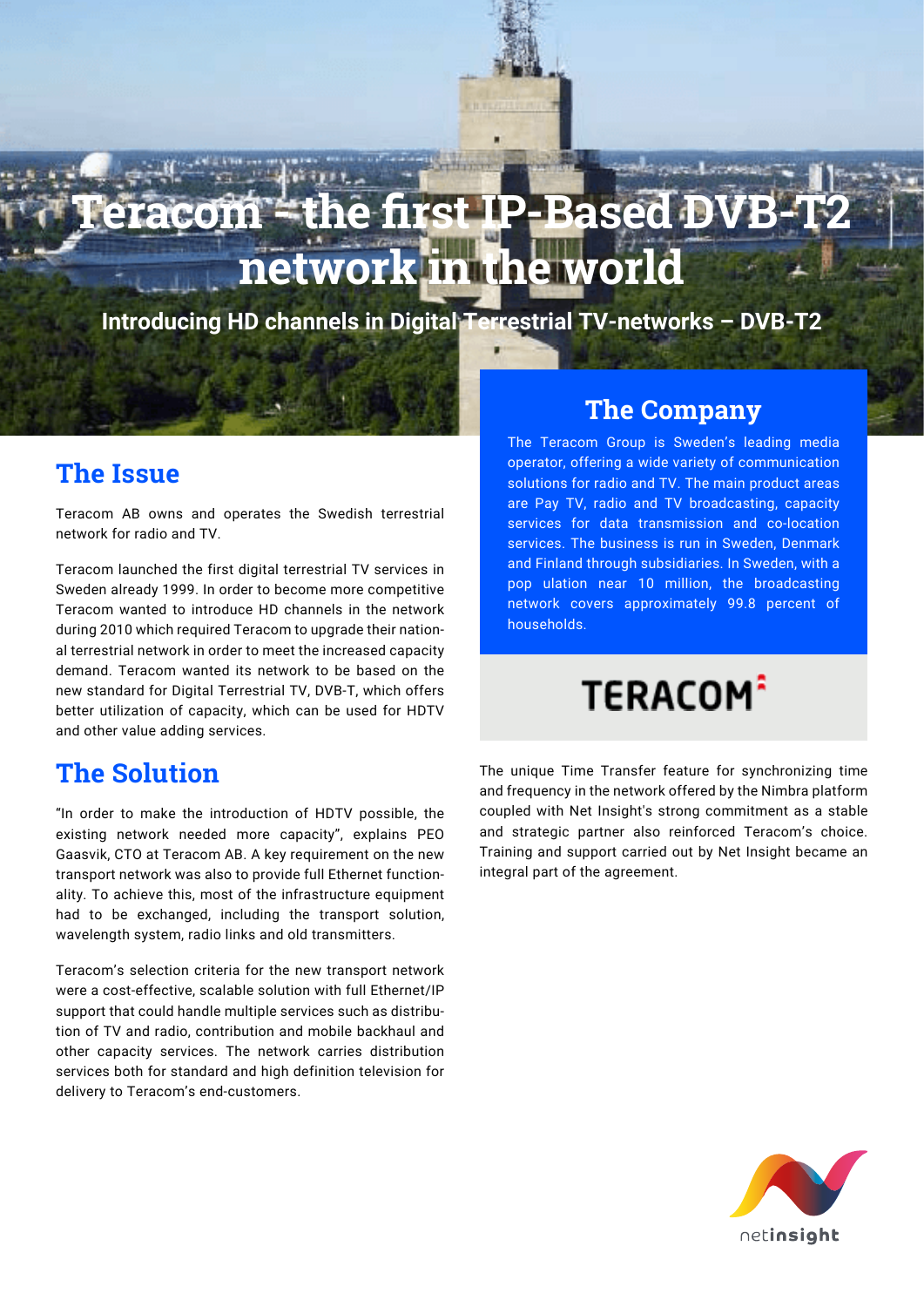# Teracom – the first IP-Based DVB-T2 network in the world

**Introducing HD channels in Digital Terrestrial TV-networks – DVB-T2**

## The Issue

Teracom AB owns and operates the Swedish terrestrial network for radio and TV.

Teracom launched the first digital terrestrial TV services in Sweden already 1999. In order to become more competitive Teracom wanted to introduce HD channels in the network during 2010 which required Teracom to upgrade their national terrestrial network in order to meet the increased capacity demand. Teracom wanted its network to be based on the new standard for Digital Terrestrial TV, DVB-T, which offers better utilization of capacity, which can be used for HDTV and other value adding services.

## The Solution

"In order to make the introduction of HDTV possible, the existing network needed more capacity", explains PEO Gaasvik, CTO at Teracom AB. A key requirement on the new transport network was also to provide full Ethernet functionality. To achieve this, most of the infrastructure equipment had to be exchanged, including the transport solution, wavelength system, radio links and old transmitters.

Teracom's selection criteria for the new transport network were a cost-effective, scalable solution with full Ethernet/IP support that could handle multiple services such as distribution of TV and radio, contribution and mobile backhaul and other capacity services. The network carries distribution services both for standard and high definition television for delivery to Teracom's end-customers.

## The Company

The Teracom Group is Sweden's leading media operator, offering a wide variety of communication solutions for radio and TV. The main product areas are Pay TV, radio and TV broadcasting, capacity services for data transmission and co-location services. The business is run in Sweden, Denmark and Finland through subsidiaries. In Sweden, with a pop ulation near 10 million, the broadcasting network covers approximately 99.8 percent of households.

TERACOM

The unique Time Transfer feature for synchronizing time and frequency in the network offered by the Nimbra platform coupled with Net Insight's strong commitment as a stable and strategic partner also reinforced Teracom's choice. Training and support carried out by Net Insight became an integral part of the agreement.

netinsight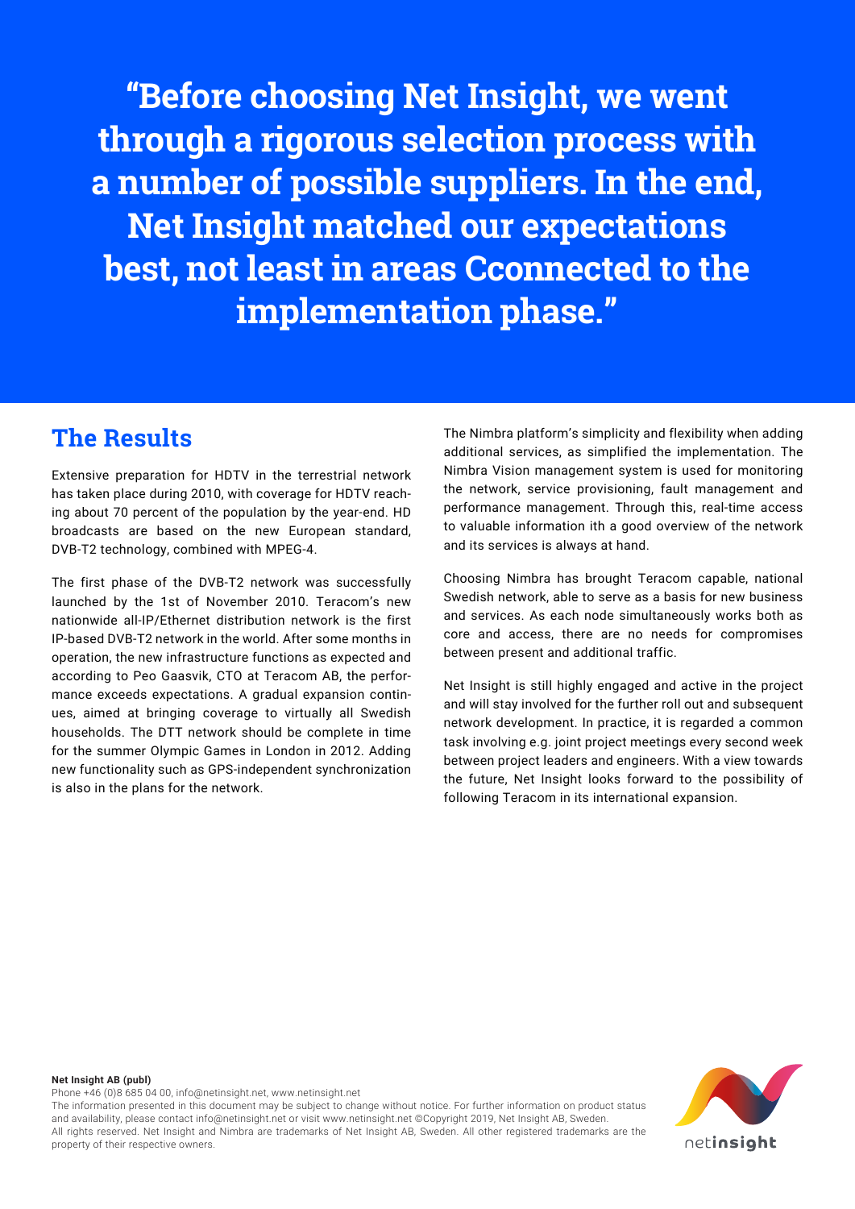> **"Before choosing Net Insight, we went through a rigorous selection process with a number of possible suppliers. In the end, Net Insight matched our expectations best, not least in areas Cconnected to the implementation phase."**

## The Results

Extensive preparation for HDTV in the terrestrial network has taken place during 2010, with coverage for HDTV reaching about 70 percent of the population by the year-end. HD broadcasts are based on the new European standard, DVB-T2 technology, combined with MPEG-4.

The first phase of the DVB-T2 network was successfully launched by the 1st of November 2010. Teracom's new nationwide all-IP/Ethernet distribution network is the first IP-based DVB-T2 network in the world. After some months in operation, the new infrastructure functions as expected and according to Peo Gaasvik, CTO at Teracom AB, the performance exceeds expectations. A gradual expansion continues, aimed at bringing coverage to virtually all Swedish households. The DTT network should be complete in time for the summer Olympic Games in London in 2012. Adding new functionality such as GPS-independent synchronization is also in the plans for the network.

The Nimbra platform's simplicity and flexibility when adding additional services, as simplified the implementation. The Nimbra Vision management system is used for monitoring the network, service provisioning, fault management and performance management. Through this, real-time access to valuable information ith a good overview of the network and its services is always at hand.

Choosing Nimbra has brought Teracom capable, national Swedish network, able to serve as a basis for new business and services. As each node simultaneously works both as core and access, there are no needs for compromises between present and additional traffic.

Net Insight is still highly engaged and active in the project and will stay involved for the further roll out and subsequent network development. In practice, it is regarded a common task involving e.g. joint project meetings every second week between project leaders and engineers. With a view towards the future, Net Insight looks forward to the possibility of following Teracom in its international expansion.

**Net Insight AB (publ)**
Phone +46 (0)8 685 04 00, info@netinsight.net, www.netinsight.net
The information presented in this document may be subject to change without notice. For further information on product status and availability, please contact info@netinsight.net or visit www.netinsight.net ©Copyright 2019, Net Insight AB, Sweden.
All rights reserved. Net Insight and Nimbra are trademarks of Net Insight AB, Sweden. All other registered trademarks are the property of their respective owners.

netinsight